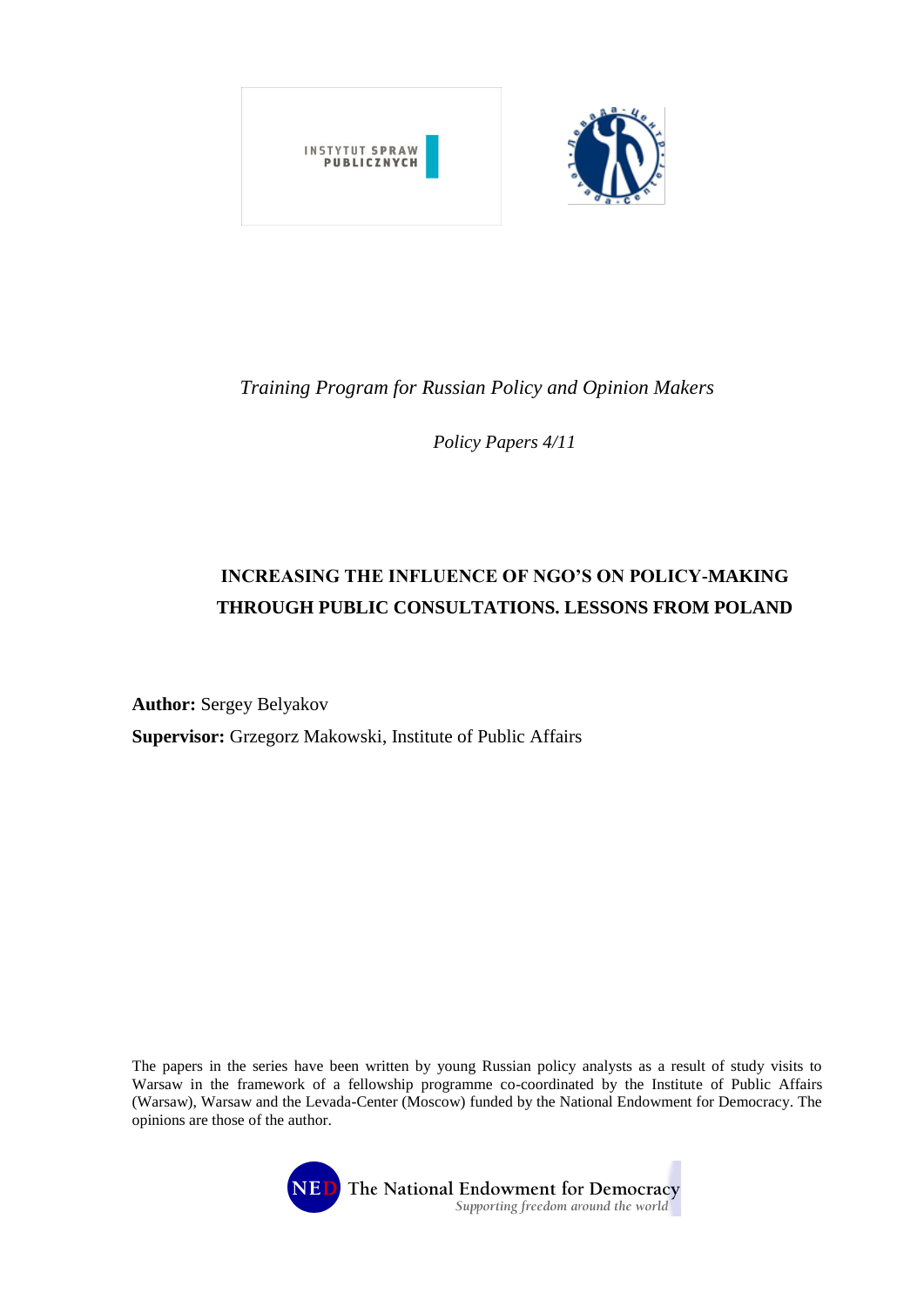*Training Program for Russian Policy and Opinion Makers*

*Policy Papers 4/11*

# INCREASING THE INFLUENCE OF NGO'S ON POLICY-MAKING THROUGH PUBLIC CONSULTATIONS. LESSONS FROM POLAND

**Author:** Sergey Belyakov

**Supervisor:** Grzegorz Makowski, Institute of Public Affairs

The papers in the series have been written by young Russian policy analysts as a result of study visits to Warsaw in the framework of a fellowship programme co-coordinated by the Institute of Public Affairs (Warsaw), Warsaw and the Levada-Center (Moscow) funded by the National Endowment for Democracy. The opinions are those of the author.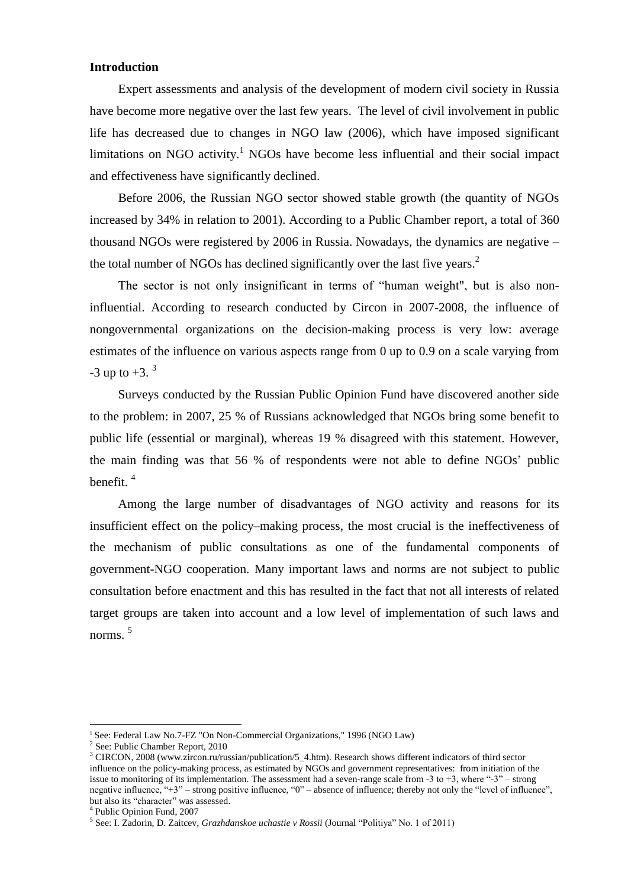**Introduction**

Expert assessments and analysis of the development of modern civil society in Russia have become more negative over the last few years. The level of civil involvement in public life has decreased due to changes in NGO law (2006), which have imposed significant limitations on NGO activity.[1] NGOs have become less influential and their social impact and effectiveness have significantly declined.

Before 2006, the Russian NGO sector showed stable growth (the quantity of NGOs increased by 34% in relation to 2001). According to a Public Chamber report, a total of 360 thousand NGOs were registered by 2006 in Russia. Nowadays, the dynamics are negative – the total number of NGOs has declined significantly over the last five years.[2]

The sector is not only insignificant in terms of "human weight", but is also non-influential. According to research conducted by Circon in 2007-2008, the influence of nongovernmental organizations on the decision-making process is very low: average estimates of the influence on various aspects range from 0 up to 0.9 on a scale varying from -3 up to +3. [3]

Surveys conducted by the Russian Public Opinion Fund have discovered another side to the problem: in 2007, 25 % of Russians acknowledged that NGOs bring some benefit to public life (essential or marginal), whereas 19 % disagreed with this statement. However, the main finding was that 56 % of respondents were not able to define NGOs' public benefit. [4]

Among the large number of disadvantages of NGO activity and reasons for its insufficient effect on the policy–making process, the most crucial is the ineffectiveness of the mechanism of public consultations as one of the fundamental components of government-NGO cooperation. Many important laws and norms are not subject to public consultation before enactment and this has resulted in the fact that not all interests of related target groups are taken into account and a low level of implementation of such laws and norms. [5]

---

[1] See: Federal Law No.7-FZ "On Non-Commercial Organizations," 1996 (NGO Law)

[2] See: Public Chamber Report, 2010

[3] CIRCON, 2008 (www.zircon.ru/russian/publication/5_4.htm). Research shows different indicators of third sector influence on the policy-making process, as estimated by NGOs and government representatives: from initiation of the issue to monitoring of its implementation. The assessment had a seven-range scale from -3 to +3, where "-3" – strong negative influence, "+3" – strong positive influence, "0" – absence of influence; thereby not only the "level of influence", but also its "character" was assessed.

[4] Public Opinion Fund, 2007

[5] See: I. Zadorin, D. Zaitcev, *Grazhdanskoe uchastie v Rossii* (Journal "Politiya" No. 1 of 2011)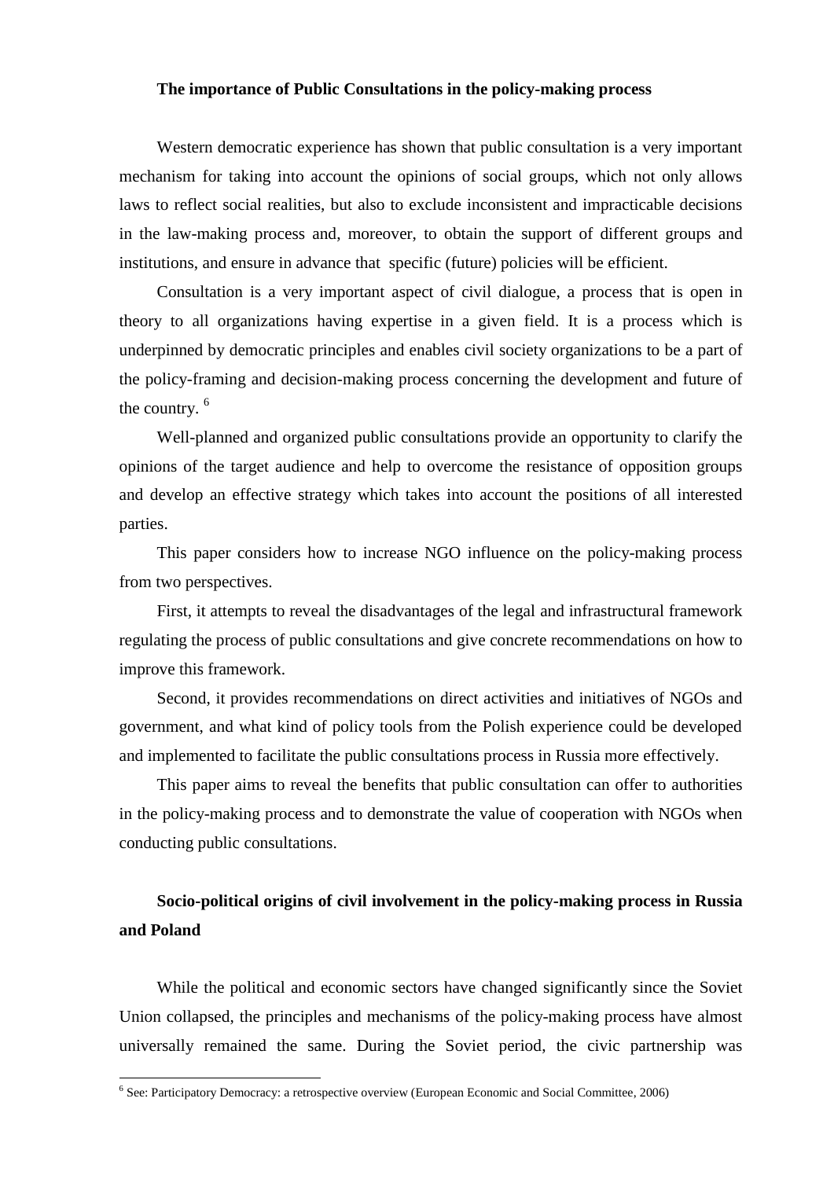**The importance of Public Consultations in the policy-making process**

Western democratic experience has shown that public consultation is a very important mechanism for taking into account the opinions of social groups, which not only allows laws to reflect social realities, but also to exclude inconsistent and impracticable decisions in the law-making process and, moreover, to obtain the support of different groups and institutions, and ensure in advance that specific (future) policies will be efficient.

Consultation is a very important aspect of civil dialogue, a process that is open in theory to all organizations having expertise in a given field. It is a process which is underpinned by democratic principles and enables civil society organizations to be a part of the policy-framing and decision-making process concerning the development and future of the country. [6]

Well-planned and organized public consultations provide an opportunity to clarify the opinions of the target audience and help to overcome the resistance of opposition groups and develop an effective strategy which takes into account the positions of all interested parties.

This paper considers how to increase NGO influence on the policy-making process from two perspectives.

First, it attempts to reveal the disadvantages of the legal and infrastructural framework regulating the process of public consultations and give concrete recommendations on how to improve this framework.

Second, it provides recommendations on direct activities and initiatives of NGOs and government, and what kind of policy tools from the Polish experience could be developed and implemented to facilitate the public consultations process in Russia more effectively.

This paper aims to reveal the benefits that public consultation can offer to authorities in the policy-making process and to demonstrate the value of cooperation with NGOs when conducting public consultations.

**Socio-political origins of civil involvement in the policy-making process in Russia and Poland**

While the political and economic sectors have changed significantly since the Soviet Union collapsed, the principles and mechanisms of the policy-making process have almost universally remained the same. During the Soviet period, the civic partnership was

[6] See: Participatory Democracy: a retrospective overview (European Economic and Social Committee, 2006)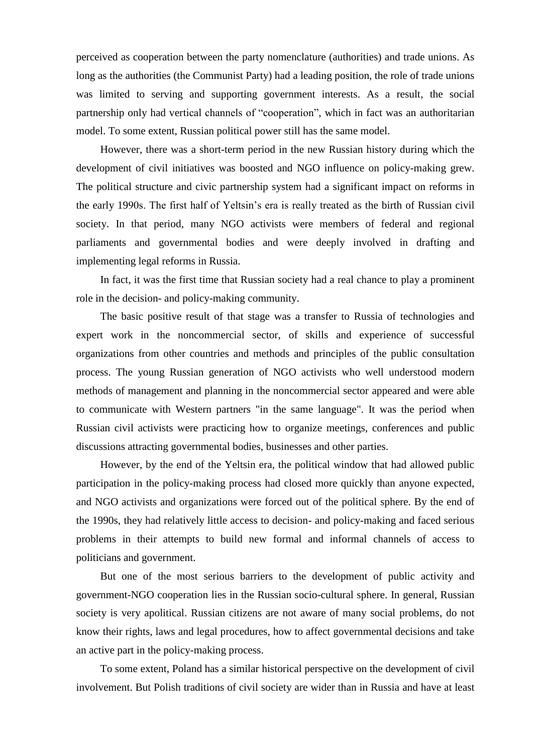perceived as cooperation between the party nomenclature (authorities) and trade unions. As long as the authorities (the Communist Party) had a leading position, the role of trade unions was limited to serving and supporting government interests. As a result, the social partnership only had vertical channels of "cooperation", which in fact was an authoritarian model. To some extent, Russian political power still has the same model.

However, there was a short-term period in the new Russian history during which the development of civil initiatives was boosted and NGO influence on policy-making grew. The political structure and civic partnership system had a significant impact on reforms in the early 1990s. The first half of Yeltsin's era is really treated as the birth of Russian civil society. In that period, many NGO activists were members of federal and regional parliaments and governmental bodies and were deeply involved in drafting and implementing legal reforms in Russia.

In fact, it was the first time that Russian society had a real chance to play a prominent role in the decision- and policy-making community.

The basic positive result of that stage was a transfer to Russia of technologies and expert work in the noncommercial sector, of skills and experience of successful organizations from other countries and methods and principles of the public consultation process. The young Russian generation of NGO activists who well understood modern methods of management and planning in the noncommercial sector appeared and were able to communicate with Western partners "in the same language". It was the period when Russian civil activists were practicing how to organize meetings, conferences and public discussions attracting governmental bodies, businesses and other parties.

However, by the end of the Yeltsin era, the political window that had allowed public participation in the policy-making process had closed more quickly than anyone expected, and NGO activists and organizations were forced out of the political sphere. By the end of the 1990s, they had relatively little access to decision- and policy-making and faced serious problems in their attempts to build new formal and informal channels of access to politicians and government.

But one of the most serious barriers to the development of public activity and government-NGO cooperation lies in the Russian socio-cultural sphere. In general, Russian society is very apolitical. Russian citizens are not aware of many social problems, do not know their rights, laws and legal procedures, how to affect governmental decisions and take an active part in the policy-making process.

To some extent, Poland has a similar historical perspective on the development of civil involvement. But Polish traditions of civil society are wider than in Russia and have at least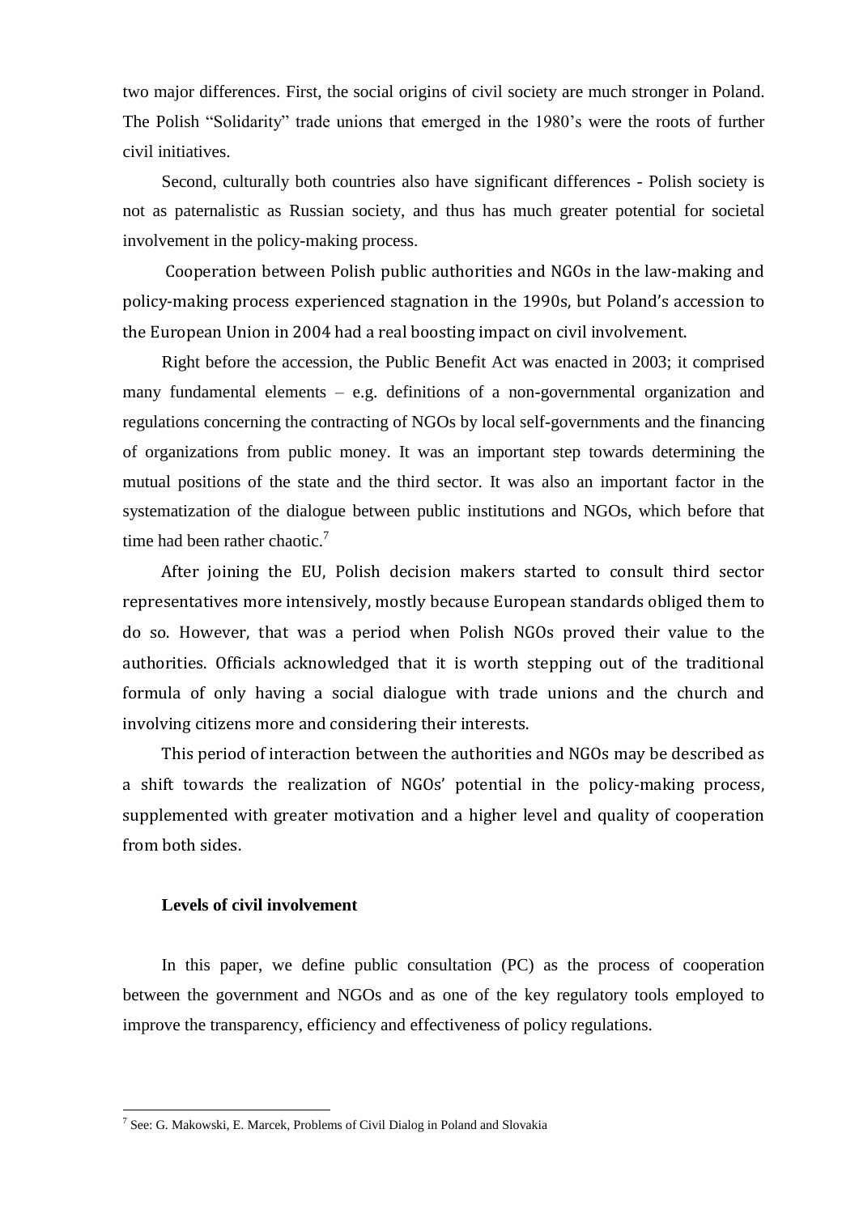two major differences. First, the social origins of civil society are much stronger in Poland. The Polish "Solidarity" trade unions that emerged in the 1980's were the roots of further civil initiatives.

Second, culturally both countries also have significant differences - Polish society is not as paternalistic as Russian society, and thus has much greater potential for societal involvement in the policy-making process.

Cooperation between Polish public authorities and NGOs in the law-making and policy-making process experienced stagnation in the 1990s, but Poland's accession to the European Union in 2004 had a real boosting impact on civil involvement.

Right before the accession, the Public Benefit Act was enacted in 2003; it comprised many fundamental elements – e.g. definitions of a non-governmental organization and regulations concerning the contracting of NGOs by local self-governments and the financing of organizations from public money. It was an important step towards determining the mutual positions of the state and the third sector. It was also an important factor in the systematization of the dialogue between public institutions and NGOs, which before that time had been rather chaotic.[7]

After joining the EU, Polish decision makers started to consult third sector representatives more intensively, mostly because European standards obliged them to do so. However, that was a period when Polish NGOs proved their value to the authorities. Officials acknowledged that it is worth stepping out of the traditional formula of only having a social dialogue with trade unions and the church and involving citizens more and considering their interests.

This period of interaction between the authorities and NGOs may be described as a shift towards the realization of NGOs' potential in the policy-making process, supplemented with greater motivation and a higher level and quality of cooperation from both sides.

**Levels of civil involvement**

In this paper, we define public consultation (PC) as the process of cooperation between the government and NGOs and as one of the key regulatory tools employed to improve the transparency, efficiency and effectiveness of policy regulations.

---

[7] See: G. Makowski, E. Marcek, Problems of Civil Dialog in Poland and Slovakia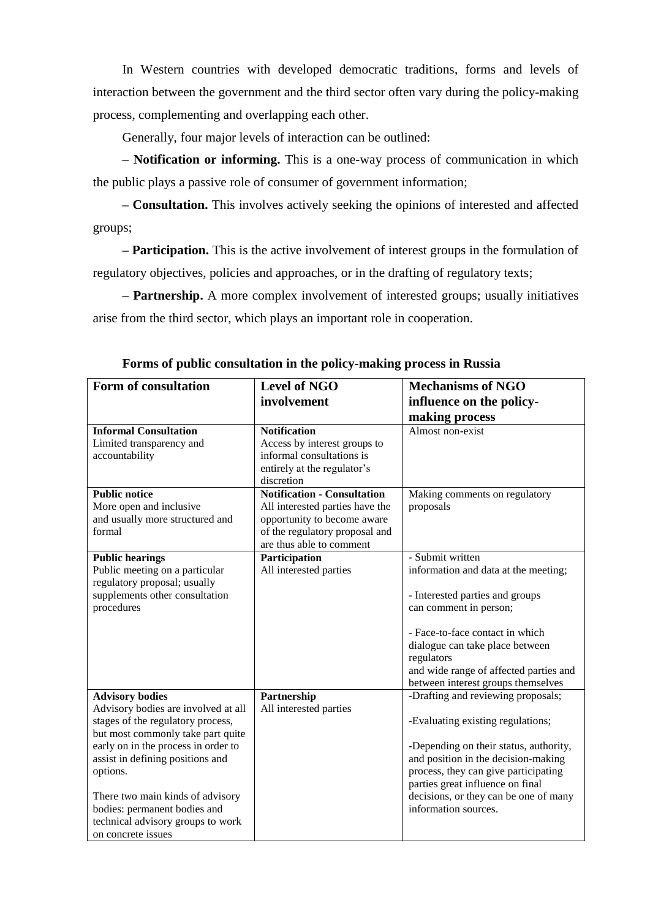In Western countries with developed democratic traditions, forms and levels of interaction between the government and the third sector often vary during the policy-making process, complementing and overlapping each other.

Generally, four major levels of interaction can be outlined:

– **Notification or informing.** This is a one-way process of communication in which the public plays a passive role of consumer of government information;

– **Consultation.** This involves actively seeking the opinions of interested and affected groups;

– **Participation.** This is the active involvement of interest groups in the formulation of regulatory objectives, policies and approaches, or in the drafting of regulatory texts;

– **Partnership.** A more complex involvement of interested groups; usually initiatives arise from the third sector, which plays an important role in cooperation.

**Forms of public consultation in the policy-making process in Russia**

| Form of consultation | Level of NGO involvement | Mechanisms of NGO influence on the policy-making process |
|---|---|---|
| **Informal Consultation**<br>Limited transparency and accountability | **Notification**<br>Access by interest groups to informal consultations is entirely at the regulator's discretion | Almost non-exist |
| **Public notice**<br>More open and inclusive and usually more structured and formal | **Notification - Consultation**<br>All interested parties have the opportunity to become aware of the regulatory proposal and are thus able to comment | Making comments on regulatory proposals |
| **Public hearings**<br>Public meeting on a particular regulatory proposal; usually supplements other consultation procedures | **Participation**<br>All interested parties | - Submit written information and data at the meeting;<br><br>- Interested parties and groups can comment in person;<br><br>- Face-to-face contact in which dialogue can take place between regulators and wide range of affected parties and between interest groups themselves |
| **Advisory bodies**<br>Advisory bodies are involved at all stages of the regulatory process, but most commonly take part quite early on in the process in order to assist in defining positions and options.<br><br>There two main kinds of advisory bodies: permanent bodies and technical advisory groups to work on concrete issues | **Partnership**<br>All interested parties | -Drafting and reviewing proposals;<br><br>-Evaluating existing regulations;<br><br>-Depending on their status, authority, and position in the decision-making process, they can give participating parties great influence on final decisions, or they can be one of many information sources. |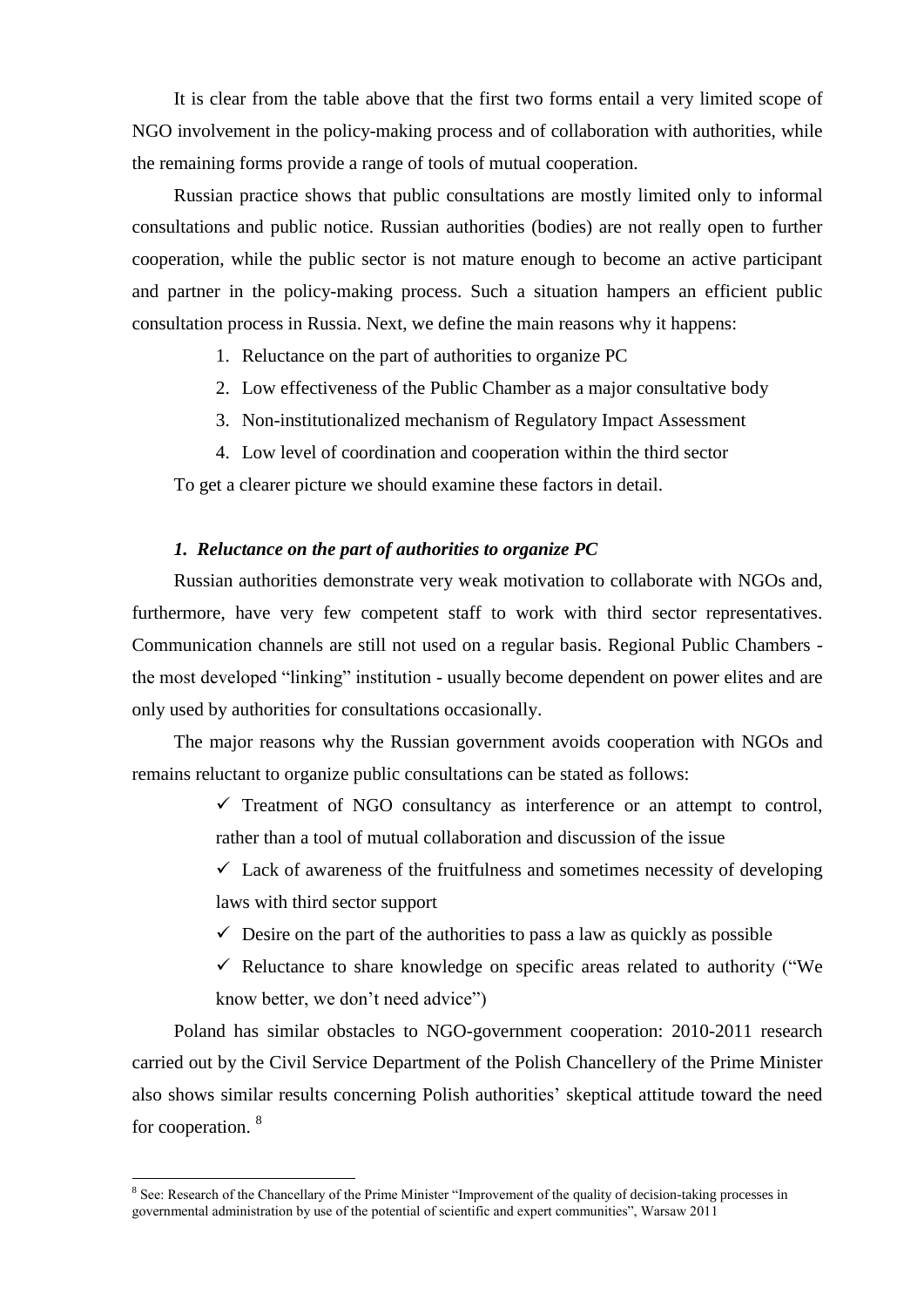It is clear from the table above that the first two forms entail a very limited scope of NGO involvement in the policy-making process and of collaboration with authorities, while the remaining forms provide a range of tools of mutual cooperation.

Russian practice shows that public consultations are mostly limited only to informal consultations and public notice. Russian authorities (bodies) are not really open to further cooperation, while the public sector is not mature enough to become an active participant and partner in the policy-making process. Such a situation hampers an efficient public consultation process in Russia. Next, we define the main reasons why it happens:

1. Reluctance on the part of authorities to organize PC
2. Low effectiveness of the Public Chamber as a major consultative body
3. Non-institutionalized mechanism of Regulatory Impact Assessment
4. Low level of coordination and cooperation within the third sector

To get a clearer picture we should examine these factors in detail.

### *1. Reluctance on the part of authorities to organize PC*

Russian authorities demonstrate very weak motivation to collaborate with NGOs and, furthermore, have very few competent staff to work with third sector representatives. Communication channels are still not used on a regular basis. Regional Public Chambers - the most developed "linking" institution - usually become dependent on power elites and are only used by authorities for consultations occasionally.

The major reasons why the Russian government avoids cooperation with NGOs and remains reluctant to organize public consultations can be stated as follows:

- ✓ Treatment of NGO consultancy as interference or an attempt to control, rather than a tool of mutual collaboration and discussion of the issue
- ✓ Lack of awareness of the fruitfulness and sometimes necessity of developing laws with third sector support
- ✓ Desire on the part of the authorities to pass a law as quickly as possible
- ✓ Reluctance to share knowledge on specific areas related to authority ("We know better, we don't need advice")

Poland has similar obstacles to NGO-government cooperation: 2010-2011 research carried out by the Civil Service Department of the Polish Chancellery of the Prime Minister also shows similar results concerning Polish authorities' skeptical attitude toward the need for cooperation. [8]

---

[8] See: Research of the Chancellary of the Prime Minister "Improvement of the quality of decision-taking processes in governmental administration by use of the potential of scientific and expert communities", Warsaw 2011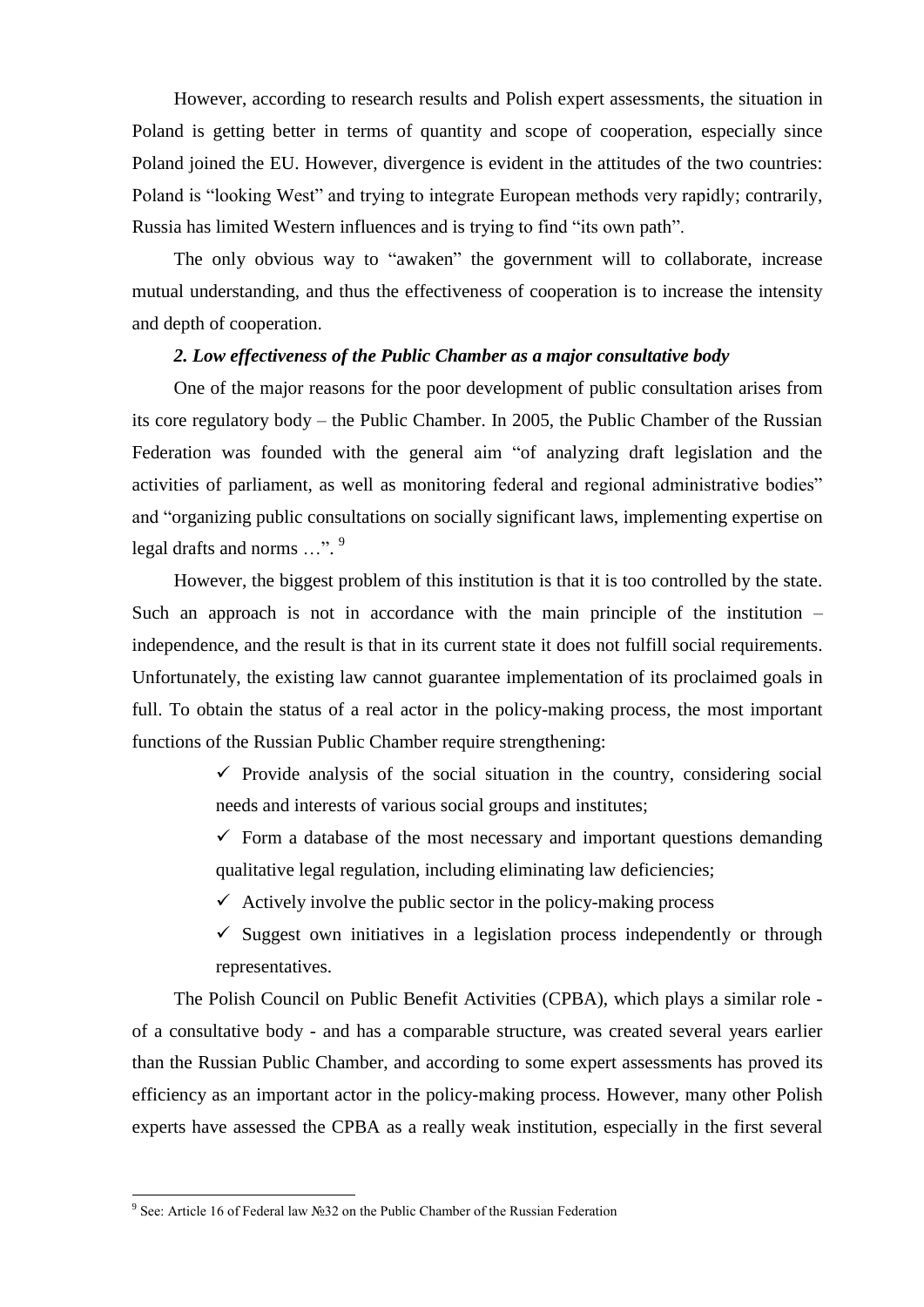However, according to research results and Polish expert assessments, the situation in Poland is getting better in terms of quantity and scope of cooperation, especially since Poland joined the EU. However, divergence is evident in the attitudes of the two countries: Poland is "looking West" and trying to integrate European methods very rapidly; contrarily, Russia has limited Western influences and is trying to find "its own path".

The only obvious way to "awaken" the government will to collaborate, increase mutual understanding, and thus the effectiveness of cooperation is to increase the intensity and depth of cooperation.

***2. Low effectiveness of the Public Chamber as a major consultative body***

One of the major reasons for the poor development of public consultation arises from its core regulatory body – the Public Chamber. In 2005, the Public Chamber of the Russian Federation was founded with the general aim "of analyzing draft legislation and the activities of parliament, as well as monitoring federal and regional administrative bodies" and "organizing public consultations on socially significant laws, implementing expertise on legal drafts and norms …". [9]

However, the biggest problem of this institution is that it is too controlled by the state. Such an approach is not in accordance with the main principle of the institution – independence, and the result is that in its current state it does not fulfill social requirements. Unfortunately, the existing law cannot guarantee implementation of its proclaimed goals in full. To obtain the status of a real actor in the policy-making process, the most important functions of the Russian Public Chamber require strengthening:

- ✓ Provide analysis of the social situation in the country, considering social needs and interests of various social groups and institutes;
- ✓ Form a database of the most necessary and important questions demanding qualitative legal regulation, including eliminating law deficiencies;
- ✓ Actively involve the public sector in the policy-making process
- ✓ Suggest own initiatives in a legislation process independently or through representatives.

The Polish Council on Public Benefit Activities (CPBA), which plays a similar role - of a consultative body - and has a comparable structure, was created several years earlier than the Russian Public Chamber, and according to some expert assessments has proved its efficiency as an important actor in the policy-making process. However, many other Polish experts have assessed the CPBA as a really weak institution, especially in the first several

---

[9] See: Article 16 of Federal law №32 on the Public Chamber of the Russian Federation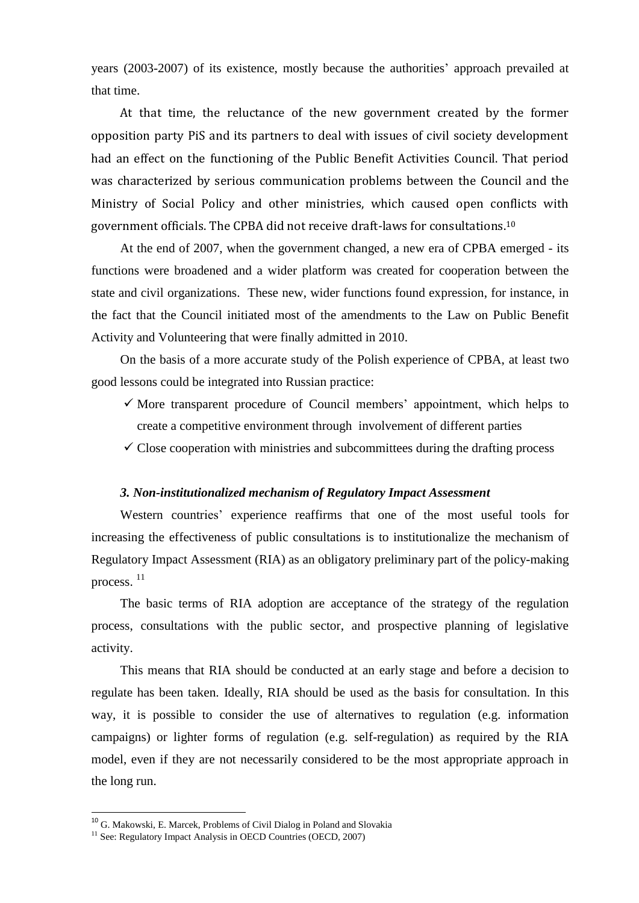years (2003-2007) of its existence, mostly because the authorities' approach prevailed at that time.

At that time, the reluctance of the new government created by the former opposition party PiS and its partners to deal with issues of civil society development had an effect on the functioning of the Public Benefit Activities Council. That period was characterized by serious communication problems between the Council and the Ministry of Social Policy and other ministries, which caused open conflicts with government officials. The CPBA did not receive draft-laws for consultations.[10]

At the end of 2007, when the government changed, a new era of CPBA emerged - its functions were broadened and a wider platform was created for cooperation between the state and civil organizations. These new, wider functions found expression, for instance, in the fact that the Council initiated most of the amendments to the Law on Public Benefit Activity and Volunteering that were finally admitted in 2010.

On the basis of a more accurate study of the Polish experience of CPBA, at least two good lessons could be integrated into Russian practice:

- ✓ More transparent procedure of Council members' appointment, which helps to create a competitive environment through involvement of different parties
- ✓ Close cooperation with ministries and subcommittees during the drafting process

### *3. Non-institutionalized mechanism of Regulatory Impact Assessment*

Western countries' experience reaffirms that one of the most useful tools for increasing the effectiveness of public consultations is to institutionalize the mechanism of Regulatory Impact Assessment (RIA) as an obligatory preliminary part of the policy-making process. [11]

The basic terms of RIA adoption are acceptance of the strategy of the regulation process, consultations with the public sector, and prospective planning of legislative activity.

This means that RIA should be conducted at an early stage and before a decision to regulate has been taken. Ideally, RIA should be used as the basis for consultation. In this way, it is possible to consider the use of alternatives to regulation (e.g. information campaigns) or lighter forms of regulation (e.g. self-regulation) as required by the RIA model, even if they are not necessarily considered to be the most appropriate approach in the long run.

---

[10] G. Makowski, E. Marcek, Problems of Civil Dialog in Poland and Slovakia

[11] See: Regulatory Impact Analysis in OECD Countries (OECD, 2007)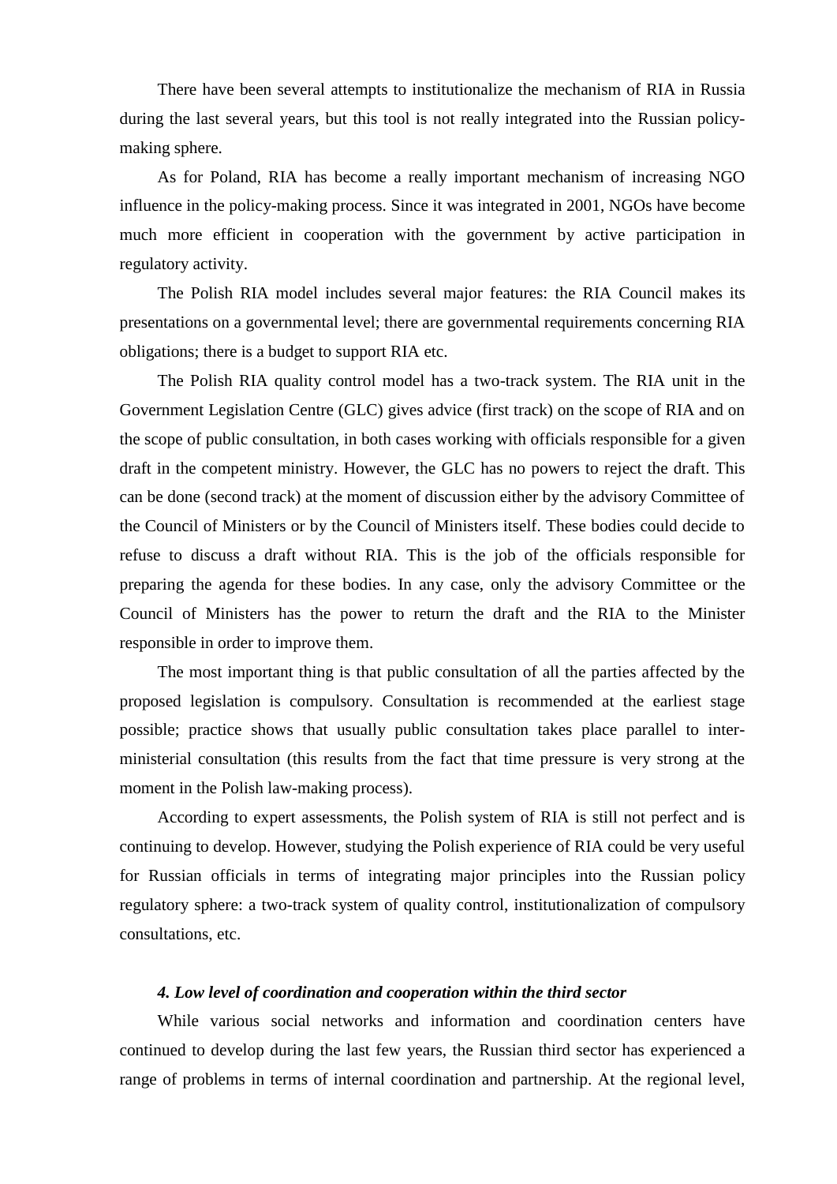There have been several attempts to institutionalize the mechanism of RIA in Russia during the last several years, but this tool is not really integrated into the Russian policy-making sphere.

As for Poland, RIA has become a really important mechanism of increasing NGO influence in the policy-making process. Since it was integrated in 2001, NGOs have become much more efficient in cooperation with the government by active participation in regulatory activity.

The Polish RIA model includes several major features: the RIA Council makes its presentations on a governmental level; there are governmental requirements concerning RIA obligations; there is a budget to support RIA etc.

The Polish RIA quality control model has a two-track system. The RIA unit in the Government Legislation Centre (GLC) gives advice (first track) on the scope of RIA and on the scope of public consultation, in both cases working with officials responsible for a given draft in the competent ministry. However, the GLC has no powers to reject the draft. This can be done (second track) at the moment of discussion either by the advisory Committee of the Council of Ministers or by the Council of Ministers itself. These bodies could decide to refuse to discuss a draft without RIA. This is the job of the officials responsible for preparing the agenda for these bodies. In any case, only the advisory Committee or the Council of Ministers has the power to return the draft and the RIA to the Minister responsible in order to improve them.

The most important thing is that public consultation of all the parties affected by the proposed legislation is compulsory. Consultation is recommended at the earliest stage possible; practice shows that usually public consultation takes place parallel to inter-ministerial consultation (this results from the fact that time pressure is very strong at the moment in the Polish law-making process).

According to expert assessments, the Polish system of RIA is still not perfect and is continuing to develop. However, studying the Polish experience of RIA could be very useful for Russian officials in terms of integrating major principles into the Russian policy regulatory sphere: a two-track system of quality control, institutionalization of compulsory consultations, etc.

#### *4. Low level of coordination and cooperation within the third sector*

While various social networks and information and coordination centers have continued to develop during the last few years, the Russian third sector has experienced a range of problems in terms of internal coordination and partnership. At the regional level,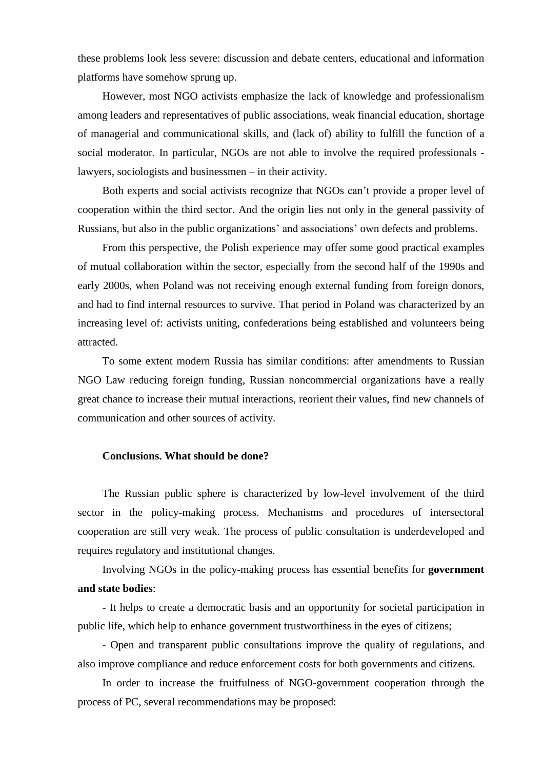these problems look less severe: discussion and debate centers, educational and information platforms have somehow sprung up.

However, most NGO activists emphasize the lack of knowledge and professionalism among leaders and representatives of public associations, weak financial education, shortage of managerial and communicational skills, and (lack of) ability to fulfill the function of a social moderator. In particular, NGOs are not able to involve the required professionals - lawyers, sociologists and businessmen – in their activity.

Both experts and social activists recognize that NGOs can't provide a proper level of cooperation within the third sector. And the origin lies not only in the general passivity of Russians, but also in the public organizations' and associations' own defects and problems.

From this perspective, the Polish experience may offer some good practical examples of mutual collaboration within the sector, especially from the second half of the 1990s and early 2000s, when Poland was not receiving enough external funding from foreign donors, and had to find internal resources to survive. That period in Poland was characterized by an increasing level of: activists uniting, confederations being established and volunteers being attracted.

To some extent modern Russia has similar conditions: after amendments to Russian NGO Law reducing foreign funding, Russian noncommercial organizations have a really great chance to increase their mutual interactions, reorient their values, find new channels of communication and other sources of activity.

## Conclusions. What should be done?

The Russian public sphere is characterized by low-level involvement of the third sector in the policy-making process. Mechanisms and procedures of intersectoral cooperation are still very weak. The process of public consultation is underdeveloped and requires regulatory and institutional changes.

Involving NGOs in the policy-making process has essential benefits for **government and state bodies**:

- It helps to create a democratic basis and an opportunity for societal participation in public life, which help to enhance government trustworthiness in the eyes of citizens;

- Open and transparent public consultations improve the quality of regulations, and also improve compliance and reduce enforcement costs for both governments and citizens.

In order to increase the fruitfulness of NGO-government cooperation through the process of PC, several recommendations may be proposed: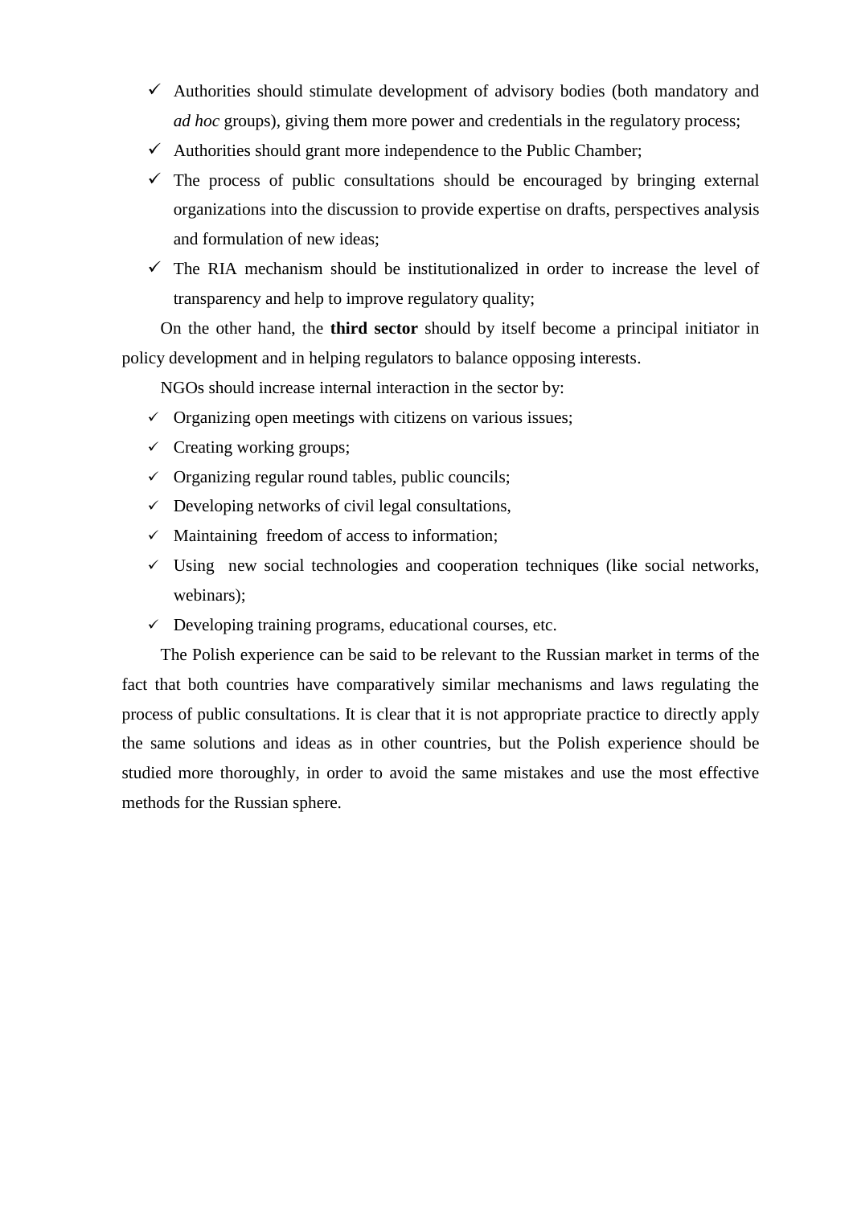- Authorities should stimulate development of advisory bodies (both mandatory and *ad hoc* groups), giving them more power and credentials in the regulatory process;
- Authorities should grant more independence to the Public Chamber;
- The process of public consultations should be encouraged by bringing external organizations into the discussion to provide expertise on drafts, perspectives analysis and formulation of new ideas;
- The RIA mechanism should be institutionalized in order to increase the level of transparency and help to improve regulatory quality;

On the other hand, the **third sector** should by itself become a principal initiator in policy development and in helping regulators to balance opposing interests.

NGOs should increase internal interaction in the sector by:

- Organizing open meetings with citizens on various issues;
- Creating working groups;
- Organizing regular round tables, public councils;
- Developing networks of civil legal consultations,
- Maintaining freedom of access to information;
- Using new social technologies and cooperation techniques (like social networks, webinars);
- Developing training programs, educational courses, etc.

The Polish experience can be said to be relevant to the Russian market in terms of the fact that both countries have comparatively similar mechanisms and laws regulating the process of public consultations. It is clear that it is not appropriate practice to directly apply the same solutions and ideas as in other countries, but the Polish experience should be studied more thoroughly, in order to avoid the same mistakes and use the most effective methods for the Russian sphere.